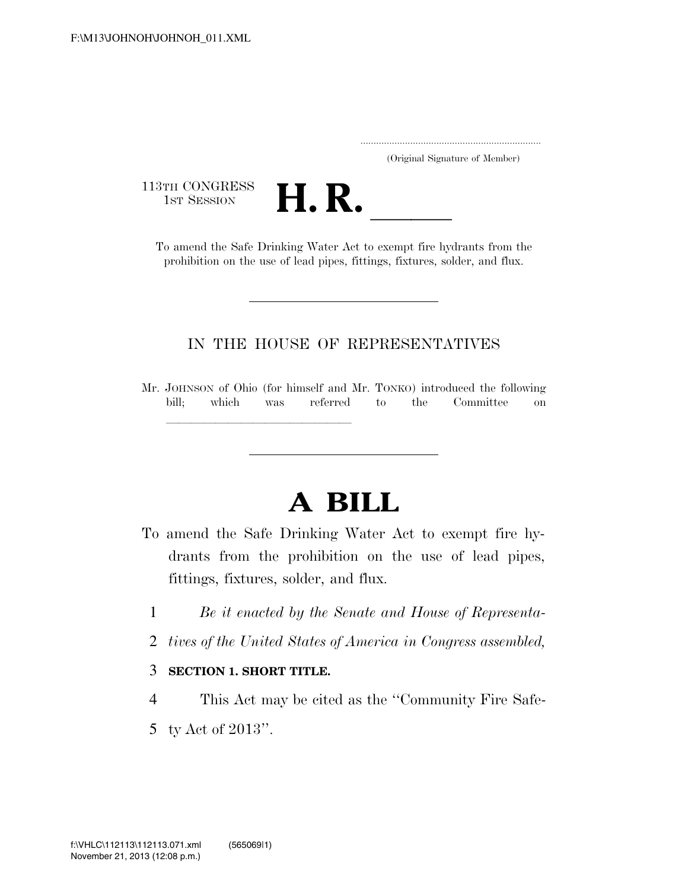F:\M13\JOHNOH\JOHNOH_011.XML

.....................................................................
(Original Signature of Member)

113TH CONGRESS
1ST SESSION

# H. R. ______

To amend the Safe Drinking Water Act to exempt fire hydrants from the prohibition on the use of lead pipes, fittings, fixtures, solder, and flux.

IN THE HOUSE OF REPRESENTATIVES

Mr. JOHNSON of Ohio (for himself and Mr. TONKO) introduced the following bill; which was referred to the Committee on ______________________________

# A BILL

To amend the Safe Drinking Water Act to exempt fire hydrants from the prohibition on the use of lead pipes, fittings, fixtures, solder, and flux.

1 *Be it enacted by the Senate and House of Representa-*
2 *tives of the United States of America in Congress assembled,*

3 **SECTION 1. SHORT TITLE.**

4 This Act may be cited as the ''Community Fire Safe-
5 ty Act of 2013''.

f:\VHLC\112113\112113.071.xml (565069|1)
November 21, 2013 (12:08 p.m.)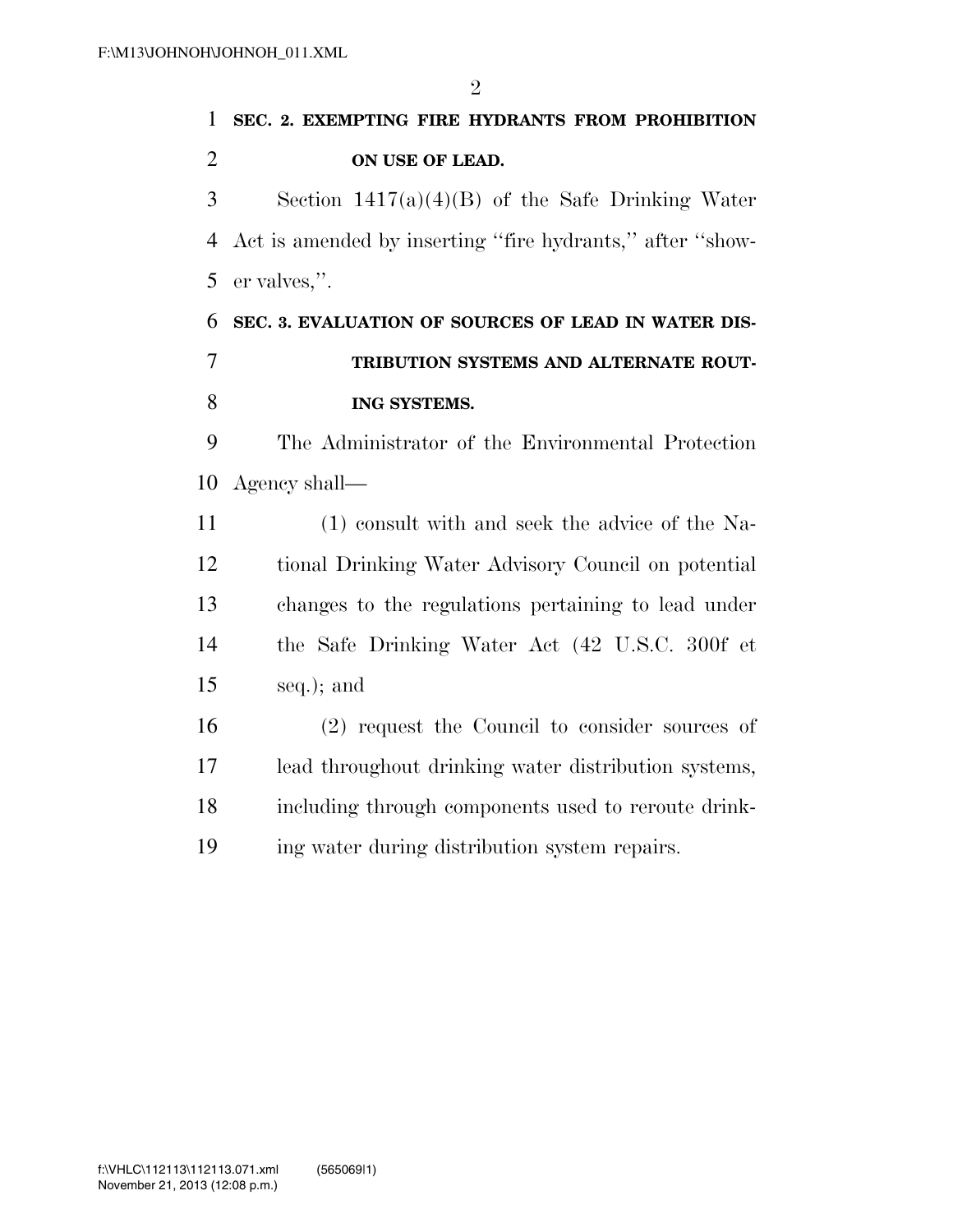**SEC. 2. EXEMPTING FIRE HYDRANTS FROM PROHIBITION ON USE OF LEAD.**

Section 1417(a)(4)(B) of the Safe Drinking Water Act is amended by inserting ''fire hydrants,'' after ''shower valves,''.

**SEC. 3. EVALUATION OF SOURCES OF LEAD IN WATER DISTRIBUTION SYSTEMS AND ALTERNATE ROUTING SYSTEMS.**

The Administrator of the Environmental Protection Agency shall—

(1) consult with and seek the advice of the National Drinking Water Advisory Council on potential changes to the regulations pertaining to lead under the Safe Drinking Water Act (42 U.S.C. 300f et seq.); and

(2) request the Council to consider sources of lead throughout drinking water distribution systems, including through components used to reroute drinking water during distribution system repairs.